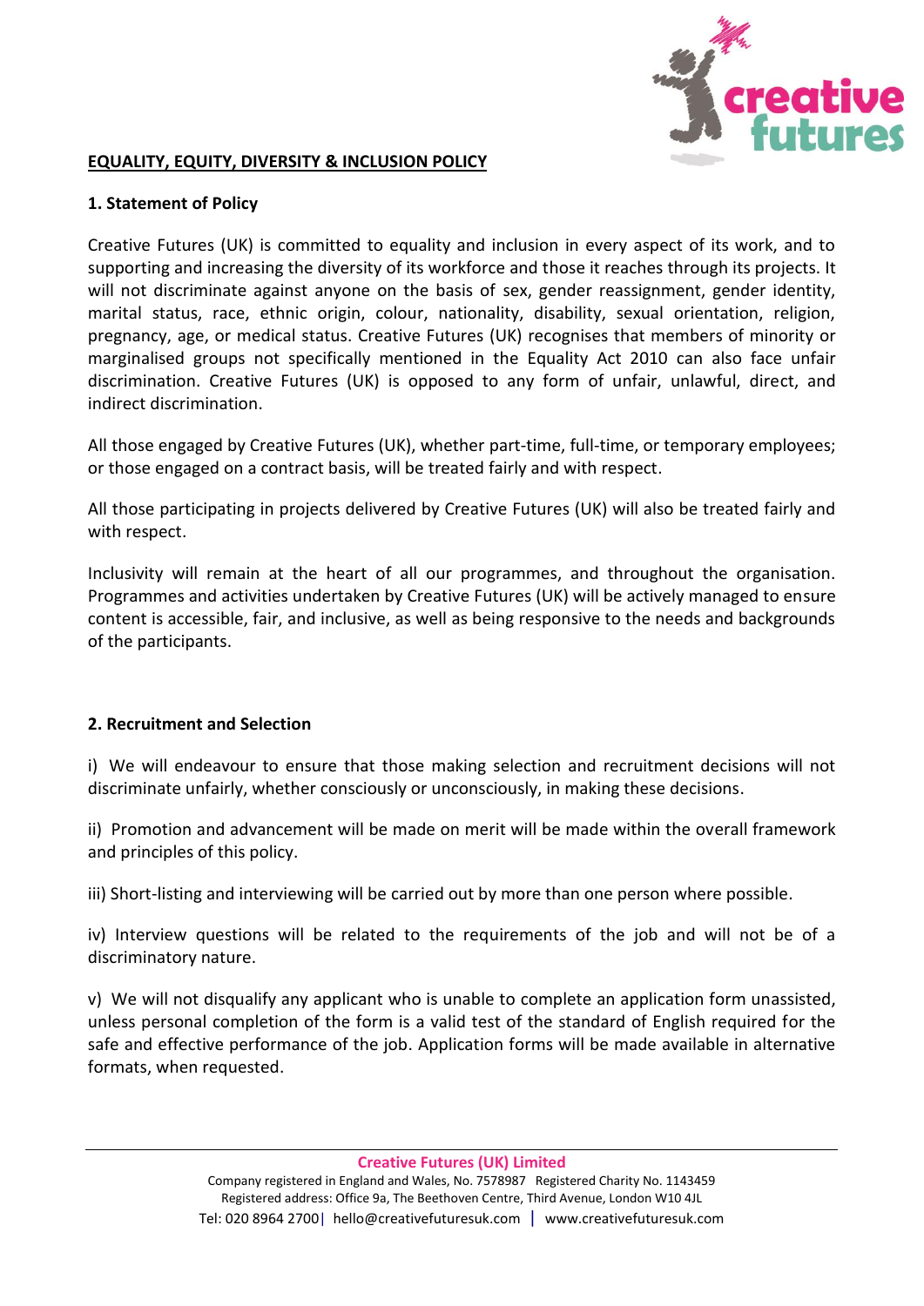# EQUALITY, EQUITY, DIVERSITY & INCLUSION POLICY

## 1. Statement of Policy

Creative Futures (UK) is committed to equality and inclusion in every aspect of its work, and to supporting and increasing the diversity of its workforce and those it reaches through its projects. It will not discriminate against anyone on the basis of sex, gender reassignment, gender identity, marital status, race, ethnic origin, colour, nationality, disability, sexual orientation, religion, pregnancy, age, or medical status. Creative Futures (UK) recognises that members of minority or marginalised groups not specifically mentioned in the Equality Act 2010 can also face unfair discrimination. Creative Futures (UK) is opposed to any form of unfair, unlawful, direct, and indirect discrimination.

All those engaged by Creative Futures (UK), whether part-time, full-time, or temporary employees; or those engaged on a contract basis, will be treated fairly and with respect.

All those participating in projects delivered by Creative Futures (UK) will also be treated fairly and with respect.

Inclusivity will remain at the heart of all our programmes, and throughout the organisation. Programmes and activities undertaken by Creative Futures (UK) will be actively managed to ensure content is accessible, fair, and inclusive, as well as being responsive to the needs and backgrounds of the participants.

## 2. Recruitment and Selection

i) We will endeavour to ensure that those making selection and recruitment decisions will not discriminate unfairly, whether consciously or unconsciously, in making these decisions.

ii) Promotion and advancement will be made on merit will be made within the overall framework and principles of this policy.

iii) Short-listing and interviewing will be carried out by more than one person where possible.

iv) Interview questions will be related to the requirements of the job and will not be of a discriminatory nature.

v) We will not disqualify any applicant who is unable to complete an application form unassisted, unless personal completion of the form is a valid test of the standard of English required for the safe and effective performance of the job. Application forms will be made available in alternative formats, when requested.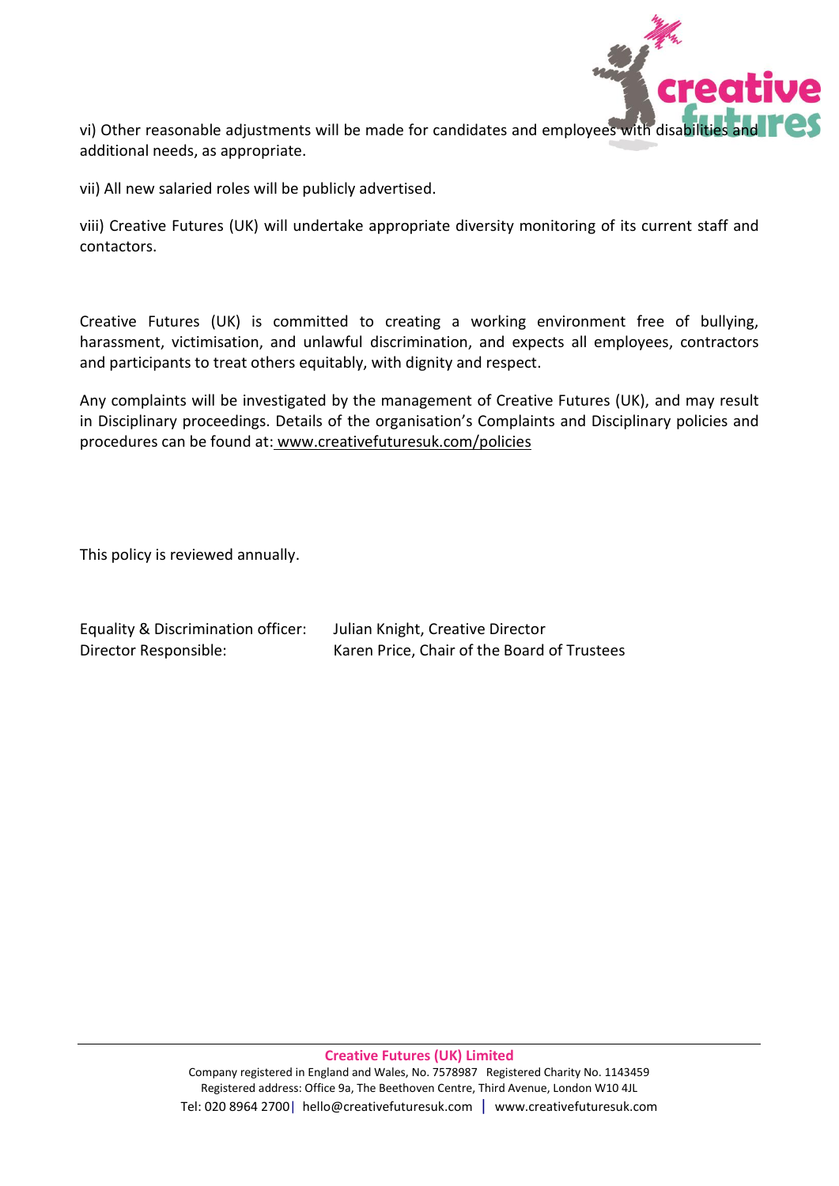vi) Other reasonable adjustments will be made for candidates and employees with disabilities and additional needs, as appropriate.

vii) All new salaried roles will be publicly advertised.

viii) Creative Futures (UK) will undertake appropriate diversity monitoring of its current staff and contactors.

Creative Futures (UK) is committed to creating a working environment free of bullying, harassment, victimisation, and unlawful discrimination, and expects all employees, contractors and participants to treat others equitably, with dignity and respect.

Any complaints will be investigated by the management of Creative Futures (UK), and may result in Disciplinary proceedings. Details of the organisation's Complaints and Disciplinary policies and procedures can be found at: www.creativefuturesuk.com/policies

This policy is reviewed annually.

Equality & Discrimination officer: Julian Knight, Creative Director
Director Responsible: Karen Price, Chair of the Board of Trustees

**Creative Futures (UK) Limited**
Company registered in England and Wales, No. 7578987 Registered Charity No. 1143459
Registered address: Office 9a, The Beethoven Centre, Third Avenue, London W10 4JL
Tel: 020 8964 2700 | hello@creativefuturesuk.com | www.creativefuturesuk.com